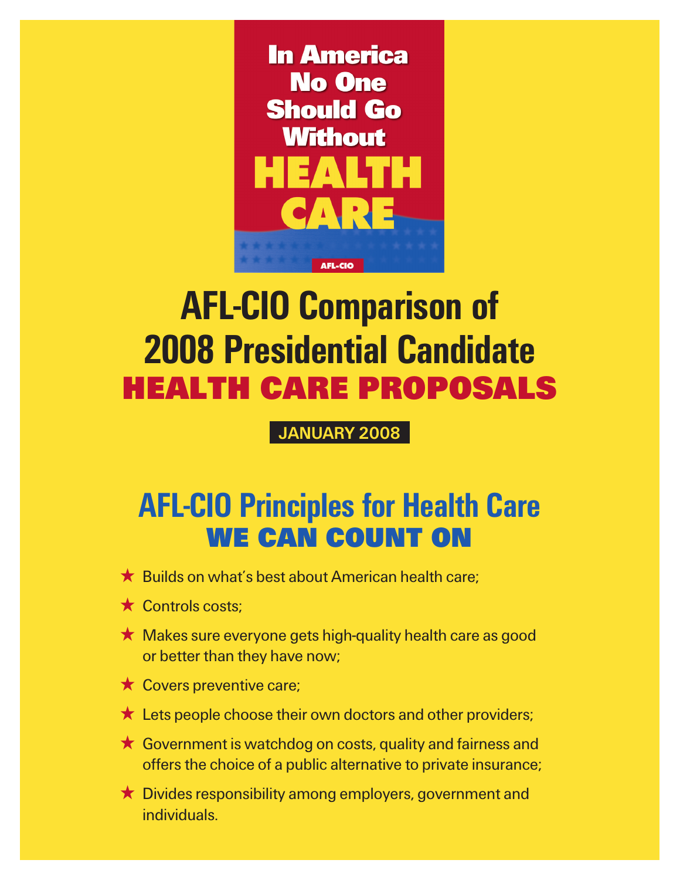In America No One Should Go Without **HEALTH CARE**

AFL-CIO

# AFL-CIO Comparison of 2008 Presidential Candidate HEALTH CARE PROPOSALS

**JANUARY 2008**

## AFL-CIO Principles for Health Care WE CAN COUNT ON

- ★ Builds on what's best about American health care;
- ★ Controls costs;
- ★ Makes sure everyone gets high-quality health care as good or better than they have now;
- ★ Covers preventive care;
- ★ Lets people choose their own doctors and other providers;
- ★ Government is watchdog on costs, quality and fairness and offers the choice of a public alternative to private insurance;
- ★ Divides responsibility among employers, government and individuals.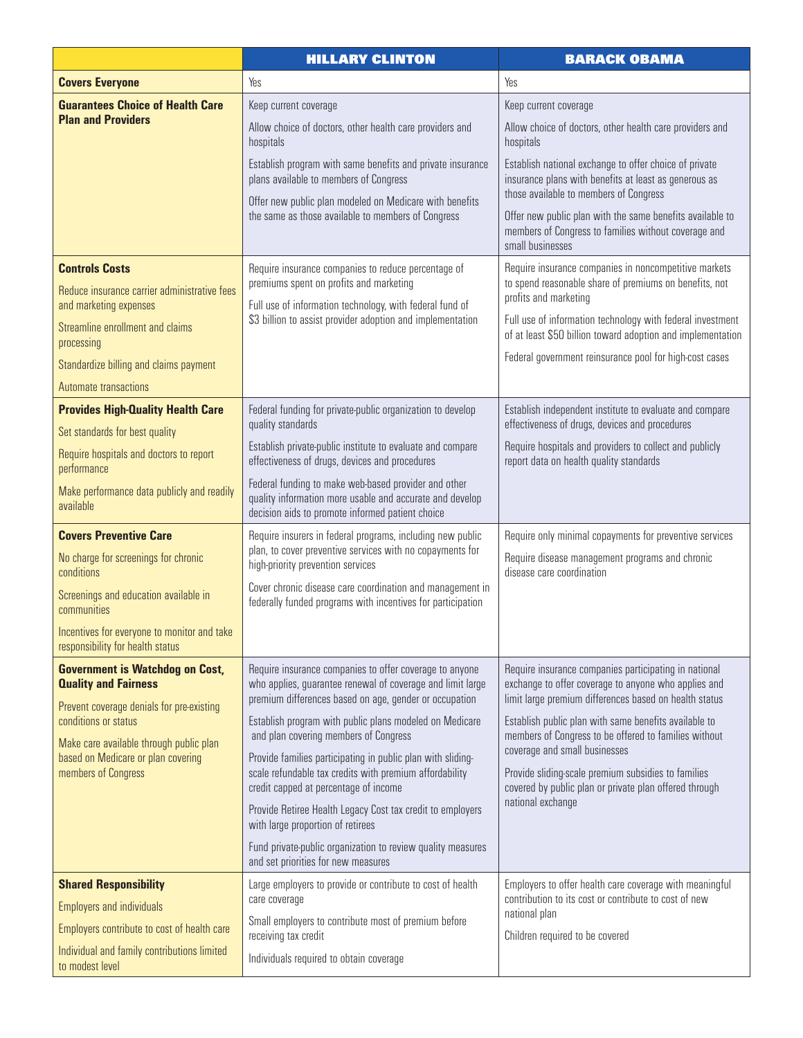| | HILLARY CLINTON | BARACK OBAMA |
|---|---|---|
| **Covers Everyone** | Yes | Yes |
| **Guarantees Choice of Health Care Plan and Providers** | Keep current coverage<br><br>Allow choice of doctors, other health care providers and hospitals<br><br>Establish program with same benefits and private insurance plans available to members of Congress<br><br>Offer new public plan modeled on Medicare with benefits the same as those available to members of Congress | Keep current coverage<br><br>Allow choice of doctors, other health care providers and hospitals<br><br>Establish national exchange to offer choice of private insurance plans with benefits at least as generous as those available to members of Congress<br><br>Offer new public plan with the same benefits available to members of Congress to families without coverage and small businesses |
| **Controls Costs**<br><br>Reduce insurance carrier administrative fees and marketing expenses<br><br>Streamline enrollment and claims processing<br><br>Standardize billing and claims payment<br><br>Automate transactions | Require insurance companies to reduce percentage of premiums spent on profits and marketing<br><br>Full use of information technology, with federal fund of $3 billion to assist provider adoption and implementation | Require insurance companies in noncompetitive markets to spend reasonable share of premiums on benefits, not profits and marketing<br><br>Full use of information technology with federal investment of at least $50 billion toward adoption and implementation<br><br>Federal government reinsurance pool for high-cost cases |
| **Provides High-Quality Health Care**<br><br>Set standards for best quality<br><br>Require hospitals and doctors to report performance<br><br>Make performance data publicly and readily available | Federal funding for private-public organization to develop quality standards<br><br>Establish private-public institute to evaluate and compare effectiveness of drugs, devices and procedures<br><br>Federal funding to make web-based provider and other quality information more usable and accurate and develop decision aids to promote informed patient choice | Establish independent institute to evaluate and compare effectiveness of drugs, devices and procedures<br><br>Require hospitals and providers to collect and publicly report data on health quality standards |
| **Covers Preventive Care**<br><br>No charge for screenings for chronic conditions<br><br>Screenings and education available in communities<br><br>Incentives for everyone to monitor and take responsibility for health status | Require insurers in federal programs, including new public plan, to cover preventive services with no copayments for high-priority prevention services<br><br>Cover chronic disease care coordination and management in federally funded programs with incentives for participation | Require only minimal copayments for preventive services<br><br>Require disease management programs and chronic disease care coordination |
| **Government is Watchdog on Cost, Quality and Fairness**<br><br>Prevent coverage denials for pre-existing conditions or status<br><br>Make care available through public plan based on Medicare or plan covering members of Congress | Require insurance companies to offer coverage to anyone who applies, guarantee renewal of coverage and limit large premium differences based on age, gender or occupation<br><br>Establish program with public plans modeled on Medicare and plan covering members of Congress<br><br>Provide families participating in public plan with sliding-scale refundable tax credits with premium affordability credit capped at percentage of income<br><br>Provide Retiree Health Legacy Cost tax credit to employers with large proportion of retirees<br><br>Fund private-public organization to review quality measures and set priorities for new measures | Require insurance companies participating in national exchange to offer coverage to anyone who applies and limit large premium differences based on health status<br><br>Establish public plan with same benefits available to members of Congress to be offered to families without coverage and small businesses<br><br>Provide sliding-scale premium subsidies to families covered by public plan or private plan offered through national exchange |
| **Shared Responsibility**<br><br>Employers and individuals<br><br>Employers contribute to cost of health care<br><br>Individual and family contributions limited to modest level | Large employers to provide or contribute to cost of health care coverage<br><br>Small employers to contribute most of premium before receiving tax credit<br><br>Individuals required to obtain coverage | Employers to offer health care coverage with meaningful contribution to its cost or contribute to cost of new national plan<br><br>Children required to be covered |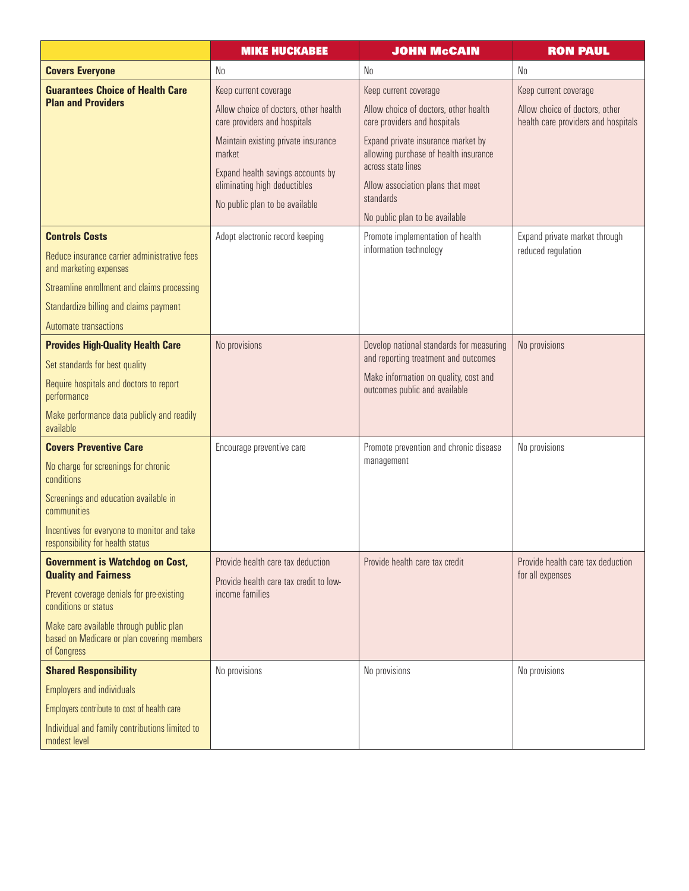| | MIKE HUCKABEE | JOHN McCAIN | RON PAUL |
|---|---|---|---|
| **Covers Everyone** | No | No | No |
| **Guarantees Choice of Health Care Plan and Providers** | Keep current coverage<br>Allow choice of doctors, other health care providers and hospitals<br>Maintain existing private insurance market<br>Expand health savings accounts by eliminating high deductibles<br>No public plan to be available | Keep current coverage<br>Allow choice of doctors, other health care providers and hospitals<br>Expand private insurance market by allowing purchase of health insurance across state lines<br>Allow association plans that meet standards<br>No public plan to be available | Keep current coverage<br>Allow choice of doctors, other health care providers and hospitals |
| **Controls Costs**<br>Reduce insurance carrier administrative fees and marketing expenses<br>Streamline enrollment and claims processing<br>Standardize billing and claims payment<br>Automate transactions | Adopt electronic record keeping | Promote implementation of health information technology | Expand private market through reduced regulation |
| **Provides High-Quality Health Care**<br>Set standards for best quality<br>Require hospitals and doctors to report performance<br>Make performance data publicly and readily available | No provisions | Develop national standards for measuring and reporting treatment and outcomes<br>Make information on quality, cost and outcomes public and available | No provisions |
| **Covers Preventive Care**<br>No charge for screenings for chronic conditions<br>Screenings and education available in communities<br>Incentives for everyone to monitor and take responsibility for health status | Encourage preventive care | Promote prevention and chronic disease management | No provisions |
| **Government is Watchdog on Cost, Quality and Fairness**<br>Prevent coverage denials for pre-existing conditions or status<br>Make care available through public plan based on Medicare or plan covering members of Congress | Provide health care tax deduction<br>Provide health care tax credit to low-income families | Provide health care tax credit | Provide health care tax deduction for all expenses |
| **Shared Responsibility**<br>Employers and individuals<br>Employers contribute to cost of health care<br>Individual and family contributions limited to modest level | No provisions | No provisions | No provisions |